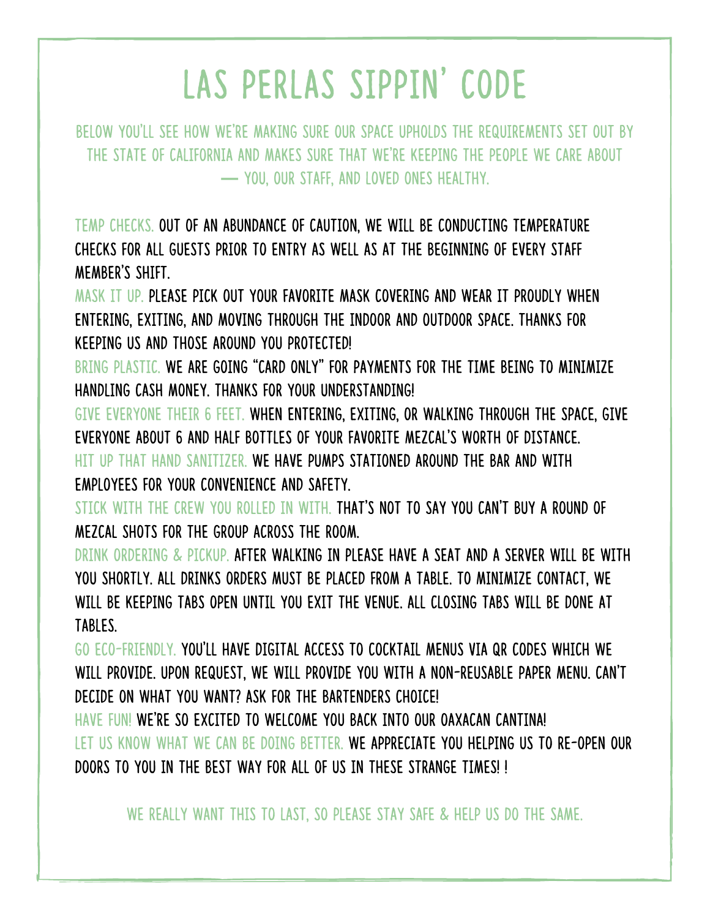# LAS PERLAS SIPPIN' CODE

BELOW YOU'LL SEE HOW WE'RE MAKING SURE OUR SPACE UPHOLDS THE REQUIREMENTS SET OUT BY THE STATE OF CALIFORNIA AND MAKES SURE THAT WE'RE KEEPING THE PEOPLE WE CARE ABOUT — YOU, OUR STAFF, AND LOVED ONES HEALTHY.

**TEMP CHECKS.** OUT OF AN ABUNDANCE OF CAUTION, WE WILL BE CONDUCTING TEMPERATURE CHECKS FOR ALL GUESTS PRIOR TO ENTRY AS WELL AS AT THE BEGINNING OF EVERY STAFF MEMBER'S SHIFT.

**MASK IT UP.** PLEASE PICK OUT YOUR FAVORITE MASK COVERING AND WEAR IT PROUDLY WHEN ENTERING, EXITING, AND MOVING THROUGH THE INDOOR AND OUTDOOR SPACE. THANKS FOR KEEPING US AND THOSE AROUND YOU PROTECTED!

**BRING PLASTIC.** WE ARE GOING "CARD ONLY" FOR PAYMENTS FOR THE TIME BEING TO MINIMIZE HANDLING CASH MONEY. THANKS FOR YOUR UNDERSTANDING!

**GIVE EVERYONE THEIR 6 FEET.** WHEN ENTERING, EXITING, OR WALKING THROUGH THE SPACE, GIVE EVERYONE ABOUT 6 AND HALF BOTTLES OF YOUR FAVORITE MEZCAL'S WORTH OF DISTANCE.

**HIT UP THAT HAND SANITIZER.** WE HAVE PUMPS STATIONED AROUND THE BAR AND WITH EMPLOYEES FOR YOUR CONVENIENCE AND SAFETY.

**STICK WITH THE CREW YOU ROLLED IN WITH.** THAT'S NOT TO SAY YOU CAN'T BUY A ROUND OF MEZCAL SHOTS FOR THE GROUP ACROSS THE ROOM.

**DRINK ORDERING & PICKUP.** AFTER WALKING IN PLEASE HAVE A SEAT AND A SERVER WILL BE WITH YOU SHORTLY. ALL DRINKS ORDERS MUST BE PLACED FROM A TABLE. TO MINIMIZE CONTACT, WE WILL BE KEEPING TABS OPEN UNTIL YOU EXIT THE VENUE. ALL CLOSING TABS WILL BE DONE AT TABLES.

**GO ECO-FRIENDLY.** YOU'LL HAVE DIGITAL ACCESS TO COCKTAIL MENUS VIA QR CODES WHICH WE WILL PROVIDE. UPON REQUEST, WE WILL PROVIDE YOU WITH A NON-REUSABLE PAPER MENU. CAN'T DECIDE ON WHAT YOU WANT? ASK FOR THE BARTENDERS CHOICE!

**HAVE FUN!** WE'RE SO EXCITED TO WELCOME YOU BACK INTO OUR OAXACAN CANTINA!

**LET US KNOW WHAT WE CAN BE DOING BETTER.** WE APPRECIATE YOU HELPING US TO RE-OPEN OUR DOORS TO YOU IN THE BEST WAY FOR ALL OF US IN THESE STRANGE TIMES! !

WE REALLY WANT THIS TO LAST, SO PLEASE STAY SAFE & HELP US DO THE SAME.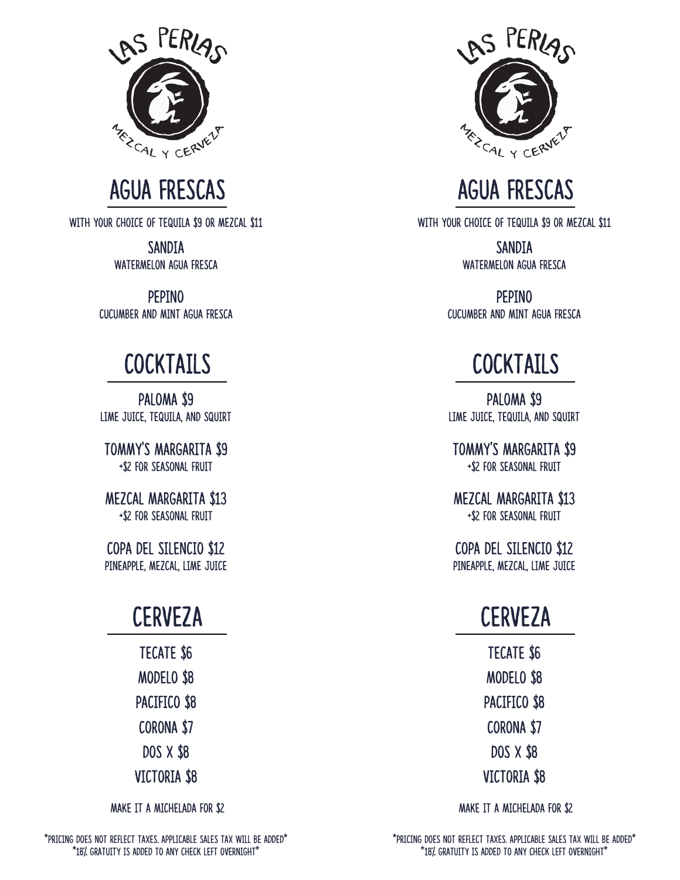# LAS PERLAS

MEZCAL Y CERVEZA

## AGUA FRESCAS

WITH YOUR CHOICE OF TEQUILA $9 OR MEZCAL $11

**SANDIA**
WATERMELON AGUA FRESCA

**PEPINO**
CUCUMBER AND MINT AGUA FRESCA

## COCKTAILS

**PALOMA $9**
LIME JUICE, TEQUILA, AND SQUIRT

**TOMMY'S MARGARITA $9**
+$2 FOR SEASONAL FRUIT

**MEZCAL MARGARITA $13**
+$2 FOR SEASONAL FRUIT

**COPA DEL SILENCIO $12**
PINEAPPLE, MEZCAL, LIME JUICE

## CERVEZA

TECATE $6

MODELO $8

PACIFICO $8

CORONA $7

DOS X $8

VICTORIA $8

MAKE IT A MICHELADA FOR $2

*PRICING DOES NOT REFLECT TAXES. APPLICABLE SALES TAX WILL BE ADDED*
*18% GRATUITY IS ADDED TO ANY CHECK LEFT OVERNIGHT*

# LAS PERLAS

MEZCAL Y CERVEZA

## AGUA FRESCAS

WITH YOUR CHOICE OF TEQUILA $9 OR MEZCAL $11

**SANDIA**
WATERMELON AGUA FRESCA

**PEPINO**
CUCUMBER AND MINT AGUA FRESCA

## COCKTAILS

**PALOMA $9**
LIME JUICE, TEQUILA, AND SQUIRT

**TOMMY'S MARGARITA $9**
+$2 FOR SEASONAL FRUIT

**MEZCAL MARGARITA $13**
+$2 FOR SEASONAL FRUIT

**COPA DEL SILENCIO $12**
PINEAPPLE, MEZCAL, LIME JUICE

## CERVEZA

TECATE $6

MODELO $8

PACIFICO $8

CORONA $7

DOS X $8

VICTORIA $8

MAKE IT A MICHELADA FOR $2

*PRICING DOES NOT REFLECT TAXES. APPLICABLE SALES TAX WILL BE ADDED*
*18% GRATUITY IS ADDED TO ANY CHECK LEFT OVERNIGHT*